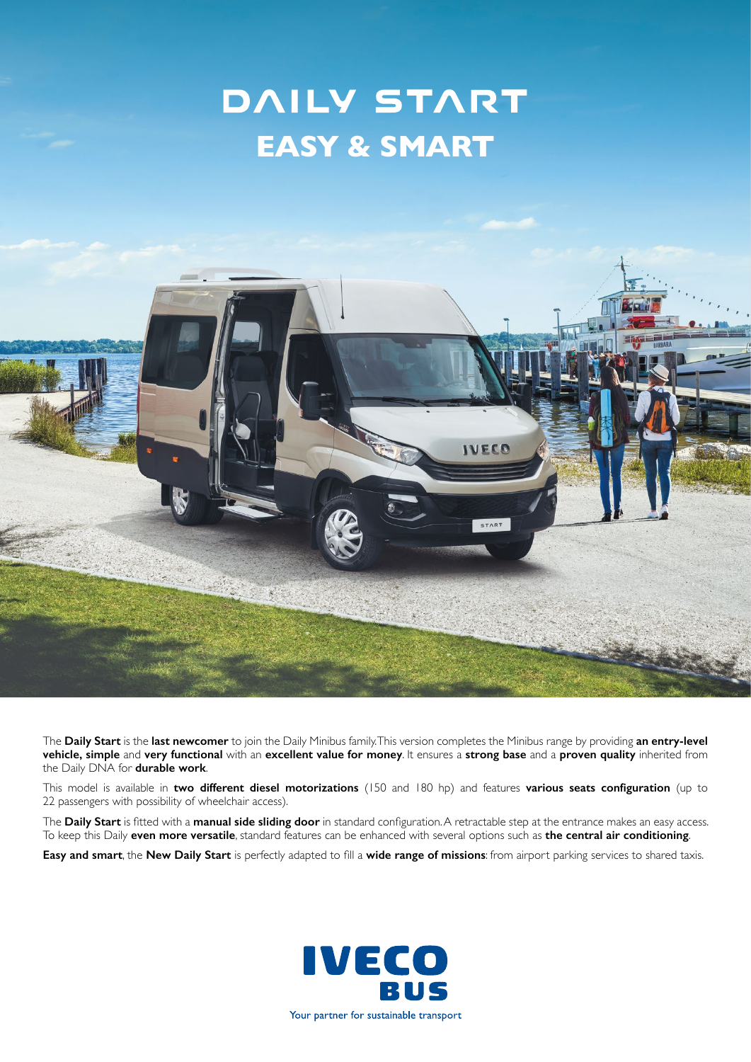# DAILY START

## EASY & SMART

The **Daily Start** is the **last newcomer** to join the Daily Minibus family. This version completes the Minibus range by providing **an entry-level vehicle, simple** and **very functional** with an **excellent value for money**. It ensures a **strong base** and a **proven quality** inherited from the Daily DNA for **durable work**.

This model is available in **two different diesel motorizations** (150 and 180 hp) and features **various seats configuration** (up to 22 passengers with possibility of wheelchair access).

The **Daily Start** is fitted with a **manual side sliding door** in standard configuration. A retractable step at the entrance makes an easy access. To keep this Daily **even more versatile**, standard features can be enhanced with several options such as **the central air conditioning**.

**Easy and smart**, the **New Daily Start** is perfectly adapted to fill a **wide range of missions**: from airport parking services to shared taxis.

IVECO BUS

Your partner for sustainable transport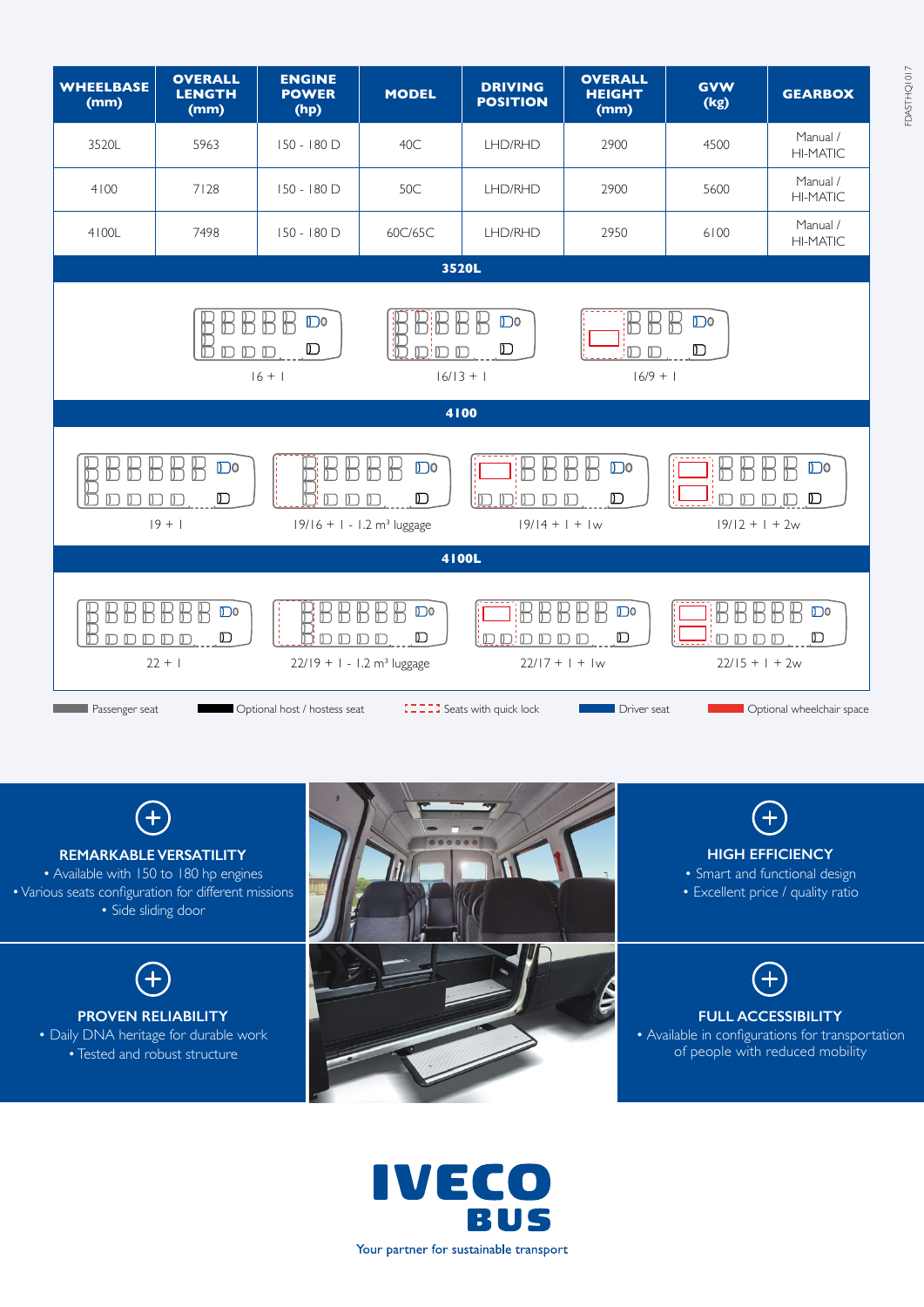| WHEELBASE (mm) | OVERALL LENGTH (mm) | ENGINE POWER (hp) | MODEL | DRIVING POSITION | OVERALL HEIGHT (mm) | GVW (kg) | GEARBOX |
|---|---|---|---|---|---|---|---|
| 3520L | 5963 | 150 - 180 D | 40C | LHD/RHD | 2900 | 4500 | Manual / HI-MATIC |
| 4100 | 7128 | 150 - 180 D | 50C | LHD/RHD | 2900 | 5600 | Manual / HI-MATIC |
| 4100L | 7498 | 150 - 180 D | 60C/65C | LHD/RHD | 2950 | 6100 | Manual / HI-MATIC |

**3520L**

16 + 1

16/13 + 1

16/9 + 1

**4100**

19 + 1

19/16 + 1 - 1.2 m³ luggage

19/14 + 1 + 1w

19/12 + 1 + 2w

**4100L**

22 + 1

22/19 + 1 - 1.2 m³ luggage

22/17 + 1 + 1w

22/15 + 1 + 2w

Passenger seat — Optional host / hostess seat — Seats with quick lock — Driver seat — Optional wheelchair space

**REMARKABLE VERSATILITY**

- Available with 150 to 180 hp engines
- Various seats configuration for different missions
- Side sliding door

**HIGH EFFICIENCY**

- Smart and functional design
- Excellent price / quality ratio

**PROVEN RELIABILITY**

- Daily DNA heritage for durable work
- Tested and robust structure

**FULL ACCESSIBILITY**

- Available in configurations for transportation of people with reduced mobility

IVECO BUS

Your partner for sustainable transport